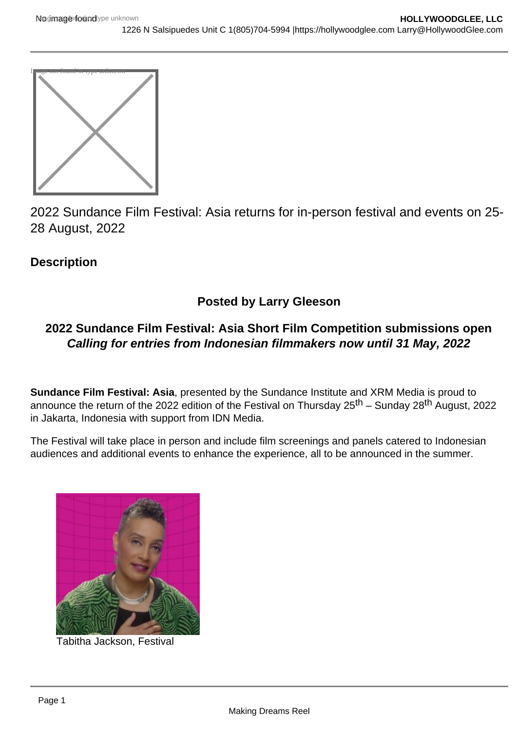2022 Sundance Film Festival: Asia returns for in-person festival and events on 25-28 August, 2022

## Description

**Posted by Larry Gleeson**

**2022 Sundance Film Festival: Asia Short Film Competition submissions open**
***Calling for entries from Indonesian filmmakers now until 31 May, 2022***

**Sundance Film Festival: Asia**, presented by the Sundance Institute and XRM Media is proud to announce the return of the 2022 edition of the Festival on Thursday 25th – Sunday 28th August, 2022 in Jakarta, Indonesia with support from IDN Media.

The Festival will take place in person and include film screenings and panels catered to Indonesian audiences and additional events to enhance the experience, all to be announced in the summer.

Tabitha Jackson, Festival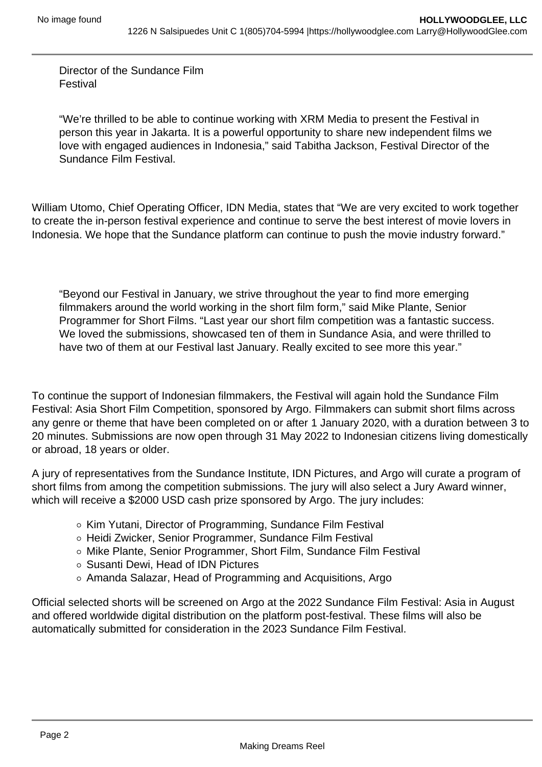Director of the Sundance Film Festival

> "We're thrilled to be able to continue working with XRM Media to present the Festival in person this year in Jakarta. It is a powerful opportunity to share new independent films we love with engaged audiences in Indonesia," said Tabitha Jackson, Festival Director of the Sundance Film Festival.

William Utomo, Chief Operating Officer, IDN Media, states that "We are very excited to work together to create the in-person festival experience and continue to serve the best interest of movie lovers in Indonesia. We hope that the Sundance platform can continue to push the movie industry forward."

> "Beyond our Festival in January, we strive throughout the year to find more emerging filmmakers around the world working in the short film form," said Mike Plante, Senior Programmer for Short Films. "Last year our short film competition was a fantastic success. We loved the submissions, showcased ten of them in Sundance Asia, and were thrilled to have two of them at our Festival last January. Really excited to see more this year."

To continue the support of Indonesian filmmakers, the Festival will again hold the Sundance Film Festival: Asia Short Film Competition, sponsored by Argo. Filmmakers can submit short films across any genre or theme that have been completed on or after 1 January 2020, with a duration between 3 to 20 minutes. Submissions are now open through 31 May 2022 to Indonesian citizens living domestically or abroad, 18 years or older.

A jury of representatives from the Sundance Institute, IDN Pictures, and Argo will curate a program of short films from among the competition submissions. The jury will also select a Jury Award winner, which will receive a $2000 USD cash prize sponsored by Argo. The jury includes:

- Kim Yutani, Director of Programming, Sundance Film Festival
- Heidi Zwicker, Senior Programmer, Sundance Film Festival
- Mike Plante, Senior Programmer, Short Film, Sundance Film Festival
- Susanti Dewi, Head of IDN Pictures
- Amanda Salazar, Head of Programming and Acquisitions, Argo

Official selected shorts will be screened on Argo at the 2022 Sundance Film Festival: Asia in August and offered worldwide digital distribution on the platform post-festival. These films will also be automatically submitted for consideration in the 2023 Sundance Film Festival.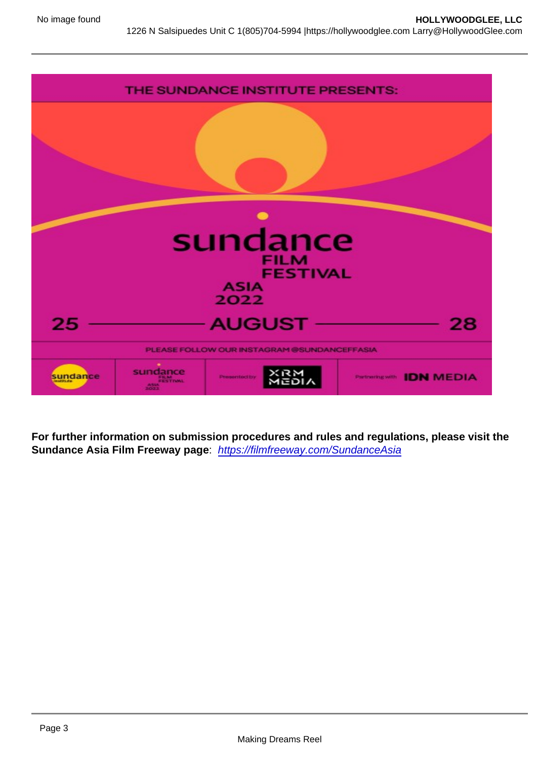**For further information on submission procedures and rules and regulations, please visit the Sundance Asia Film Freeway page**: [https://filmfreeway.com/SundanceAsia](https://filmfreeway.com/SundanceAsia)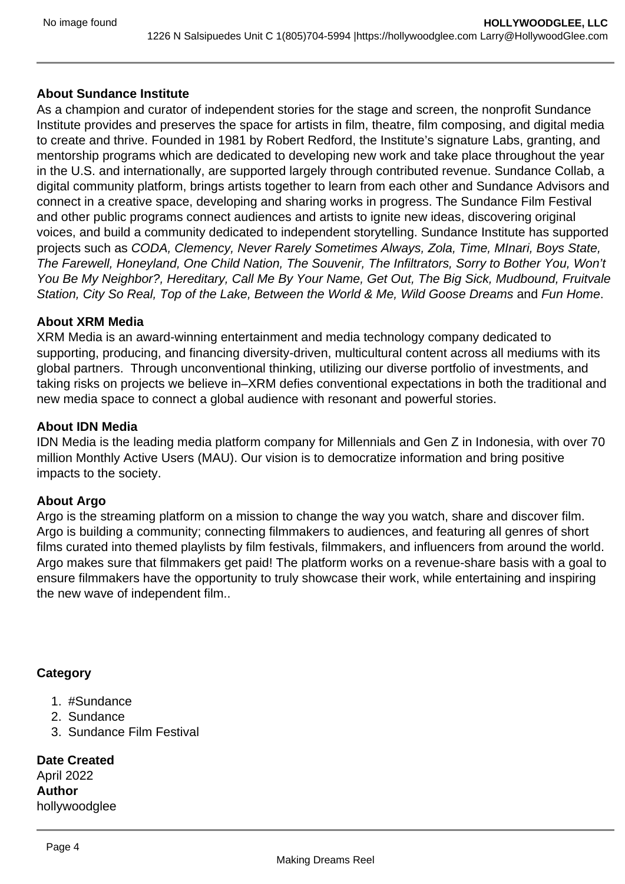**About Sundance Institute**

As a champion and curator of independent stories for the stage and screen, the nonprofit Sundance Institute provides and preserves the space for artists in film, theatre, film composing, and digital media to create and thrive. Founded in 1981 by Robert Redford, the Institute's signature Labs, granting, and mentorship programs which are dedicated to developing new work and take place throughout the year in the U.S. and internationally, are supported largely through contributed revenue. Sundance Collab, a digital community platform, brings artists together to learn from each other and Sundance Advisors and connect in a creative space, developing and sharing works in progress. The Sundance Film Festival and other public programs connect audiences and artists to ignite new ideas, discovering original voices, and build a community dedicated to independent storytelling. Sundance Institute has supported projects such as *CODA, Clemency, Never Rarely Sometimes Always, Zola, Time, MInari, Boys State, The Farewell, Honeyland, One Child Nation, The Souvenir, The Infiltrators, Sorry to Bother You, Won't You Be My Neighbor?, Hereditary, Call Me By Your Name, Get Out, The Big Sick, Mudbound, Fruitvale Station, City So Real, Top of the Lake, Between the World & Me, Wild Goose Dreams* and *Fun Home*.

**About XRM Media**

XRM Media is an award-winning entertainment and media technology company dedicated to supporting, producing, and financing diversity-driven, multicultural content across all mediums with its global partners. Through unconventional thinking, utilizing our diverse portfolio of investments, and taking risks on projects we believe in–XRM defies conventional expectations in both the traditional and new media space to connect a global audience with resonant and powerful stories.

**About IDN Media**

IDN Media is the leading media platform company for Millennials and Gen Z in Indonesia, with over 70 million Monthly Active Users (MAU). Our vision is to democratize information and bring positive impacts to the society.

**About Argo**

Argo is the streaming platform on a mission to change the way you watch, share and discover film. Argo is building a community; connecting filmmakers to audiences, and featuring all genres of short films curated into themed playlists by film festivals, filmmakers, and influencers from around the world. Argo makes sure that filmmakers get paid! The platform works on a revenue-share basis with a goal to ensure filmmakers have the opportunity to truly showcase their work, while entertaining and inspiring the new wave of independent film..

**Category**

1. #Sundance
2. Sundance
3. Sundance Film Festival

**Date Created**
April 2022
**Author**
hollywoodglee